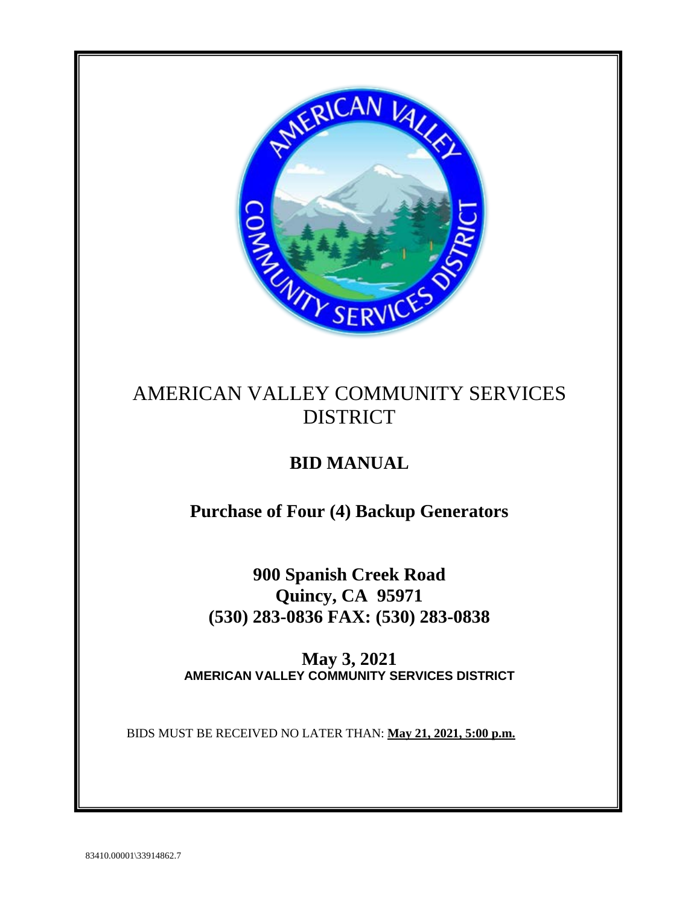# AMERICAN VALLEY COMMUNITY SERVICES DISTRICT

## BID MANUAL

## Purchase of Four (4) Backup Generators

**900 Spanish Creek Road**
**Quincy, CA 95971**
**(530) 283-0836 FAX: (530) 283-0838**

**May 3, 2021**
**AMERICAN VALLEY COMMUNITY SERVICES DISTRICT**

BIDS MUST BE RECEIVED NO LATER THAN: **May 21, 2021, 5:00 p.m.**

83410.00001\33914862.7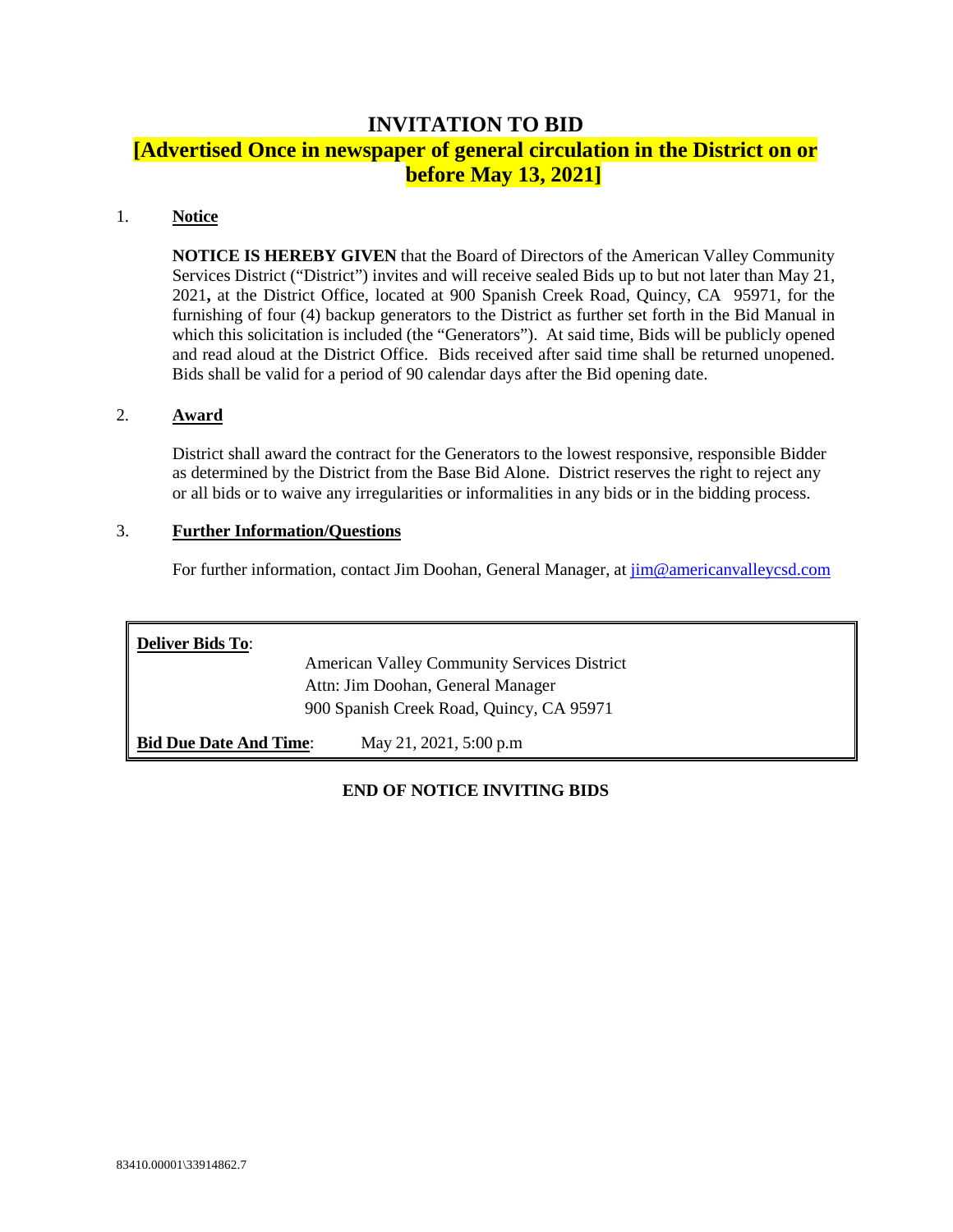# INVITATION TO BID

## [Advertised Once in newspaper of general circulation in the District on or before May 13, 2021]

1. **Notice**

   **NOTICE IS HEREBY GIVEN** that the Board of Directors of the American Valley Community Services District ("District") invites and will receive sealed Bids up to but not later than May 21, 2021**,** at the District Office, located at 900 Spanish Creek Road, Quincy, CA 95971, for the furnishing of four (4) backup generators to the District as further set forth in the Bid Manual in which this solicitation is included (the "Generators"). At said time, Bids will be publicly opened and read aloud at the District Office. Bids received after said time shall be returned unopened. Bids shall be valid for a period of 90 calendar days after the Bid opening date.

2. **Award**

   District shall award the contract for the Generators to the lowest responsive, responsible Bidder as determined by the District from the Base Bid Alone. District reserves the right to reject any or all bids or to waive any irregularities or informalities in any bids or in the bidding process.

3. **Further Information/Questions**

   For further information, contact Jim Doohan, General Manager, at jim@americanvalleycsd.com

**Deliver Bids To**:

American Valley Community Services District
Attn: Jim Doohan, General Manager
900 Spanish Creek Road, Quincy, CA 95971

**Bid Due Date And Time**: May 21, 2021, 5:00 p.m

**END OF NOTICE INVITING BIDS**

83410.00001\33914862.7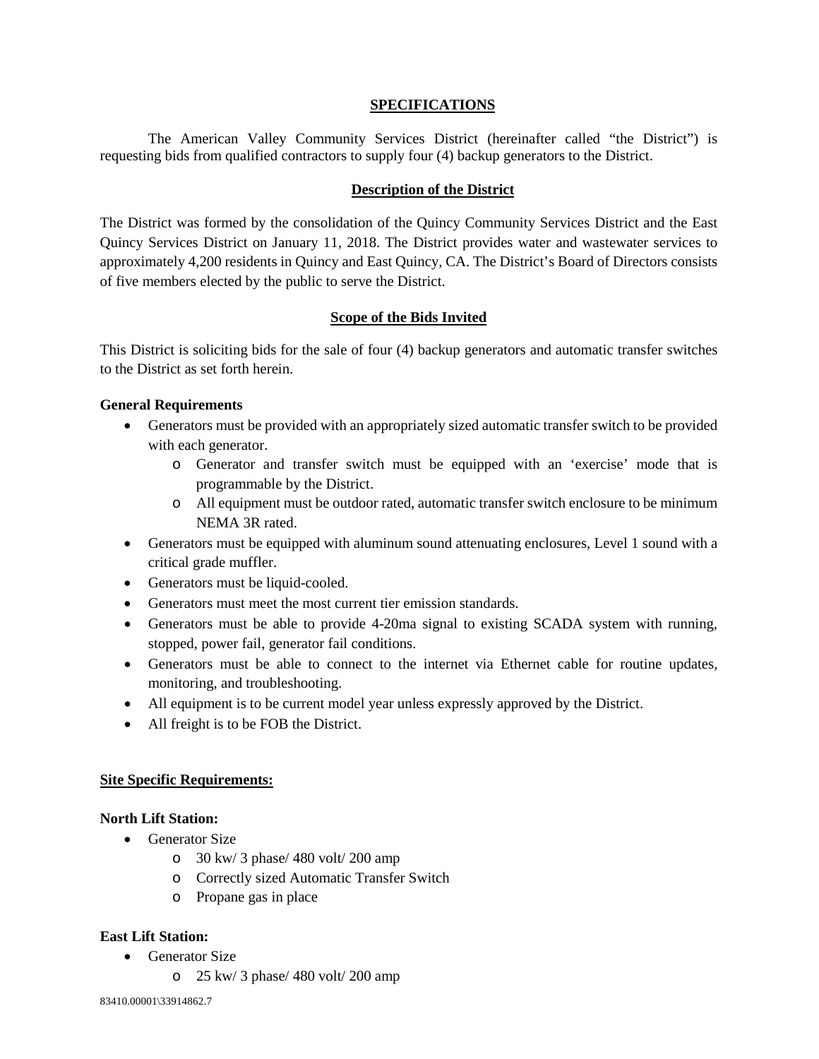## SPECIFICATIONS

The American Valley Community Services District (hereinafter called "the District") is requesting bids from qualified contractors to supply four (4) backup generators to the District.

### Description of the District

The District was formed by the consolidation of the Quincy Community Services District and the East Quincy Services District on January 11, 2018. The District provides water and wastewater services to approximately 4,200 residents in Quincy and East Quincy, CA. The District's Board of Directors consists of five members elected by the public to serve the District.

### Scope of the Bids Invited

This District is soliciting bids for the sale of four (4) backup generators and automatic transfer switches to the District as set forth herein.

**General Requirements**

- Generators must be provided with an appropriately sized automatic transfer switch to be provided with each generator.
  - Generator and transfer switch must be equipped with an 'exercise' mode that is programmable by the District.
  - All equipment must be outdoor rated, automatic transfer switch enclosure to be minimum NEMA 3R rated.
- Generators must be equipped with aluminum sound attenuating enclosures, Level 1 sound with a critical grade muffler.
- Generators must be liquid-cooled.
- Generators must meet the most current tier emission standards.
- Generators must be able to provide 4-20ma signal to existing SCADA system with running, stopped, power fail, generator fail conditions.
- Generators must be able to connect to the internet via Ethernet cable for routine updates, monitoring, and troubleshooting.
- All equipment is to be current model year unless expressly approved by the District.
- All freight is to be FOB the District.

**Site Specific Requirements:**

**North Lift Station:**

- Generator Size
  - 30 kw/ 3 phase/ 480 volt/ 200 amp
  - Correctly sized Automatic Transfer Switch
  - Propane gas in place

**East Lift Station:**

- Generator Size
  - 25 kw/ 3 phase/ 480 volt/ 200 amp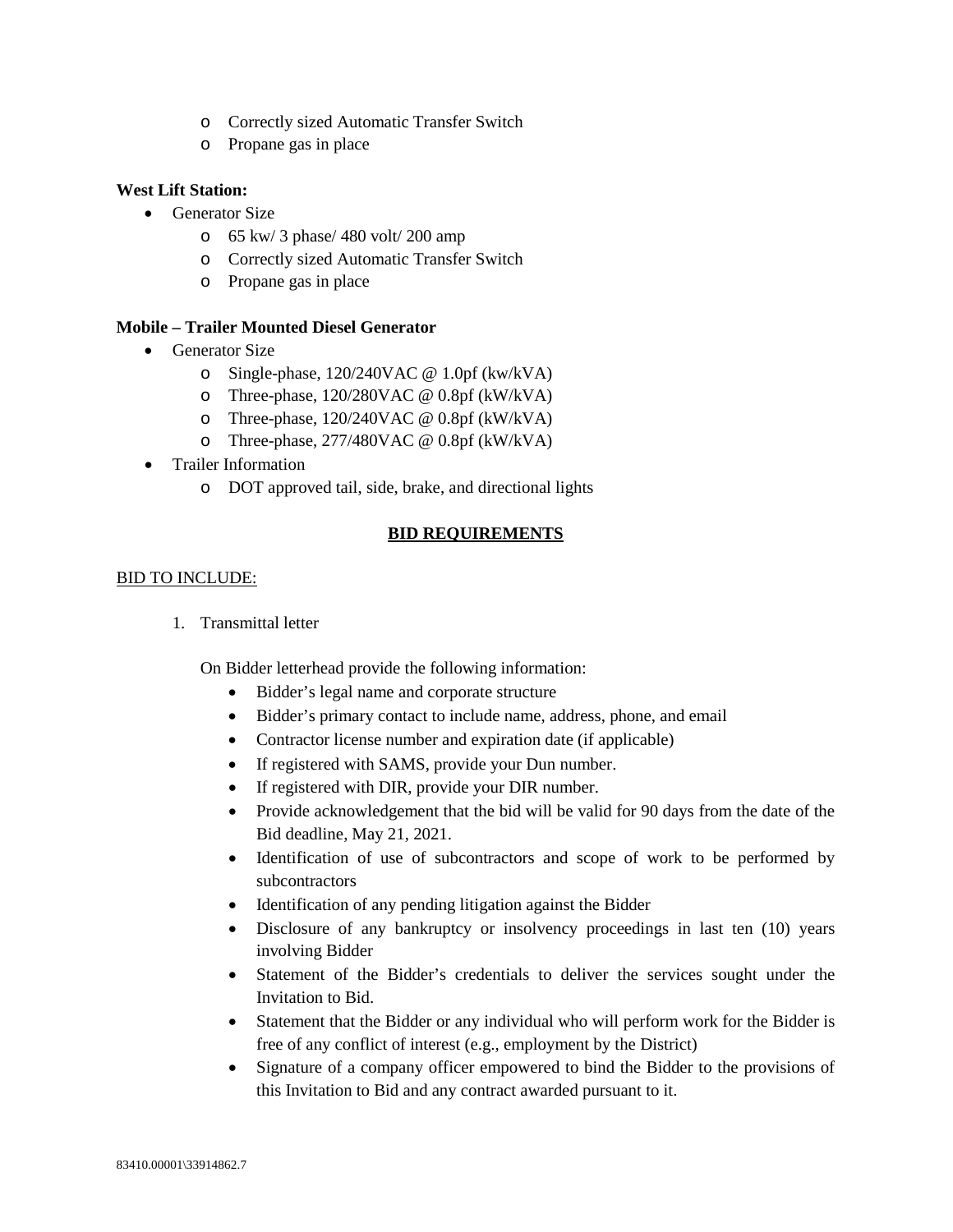- Correctly sized Automatic Transfer Switch
    - Propane gas in place

**West Lift Station:**

- Generator Size
    - 65 kw/ 3 phase/ 480 volt/ 200 amp
    - Correctly sized Automatic Transfer Switch
    - Propane gas in place

**Mobile – Trailer Mounted Diesel Generator**

- Generator Size
    - Single-phase, 120/240VAC @ 1.0pf (kw/kVA)
    - Three-phase, 120/280VAC @ 0.8pf (kW/kVA)
    - Three-phase, 120/240VAC @ 0.8pf (kW/kVA)
    - Three-phase, 277/480VAC @ 0.8pf (kW/kVA)
- Trailer Information
    - DOT approved tail, side, brake, and directional lights

## BID REQUIREMENTS

BID TO INCLUDE:

1. Transmittal letter

   On Bidder letterhead provide the following information:

   - Bidder's legal name and corporate structure
   - Bidder's primary contact to include name, address, phone, and email
   - Contractor license number and expiration date (if applicable)
   - If registered with SAMS, provide your Dun number.
   - If registered with DIR, provide your DIR number.
   - Provide acknowledgement that the bid will be valid for 90 days from the date of the Bid deadline, May 21, 2021.
   - Identification of use of subcontractors and scope of work to be performed by subcontractors
   - Identification of any pending litigation against the Bidder
   - Disclosure of any bankruptcy or insolvency proceedings in last ten (10) years involving Bidder
   - Statement of the Bidder's credentials to deliver the services sought under the Invitation to Bid.
   - Statement that the Bidder or any individual who will perform work for the Bidder is free of any conflict of interest (e.g., employment by the District)
   - Signature of a company officer empowered to bind the Bidder to the provisions of this Invitation to Bid and any contract awarded pursuant to it.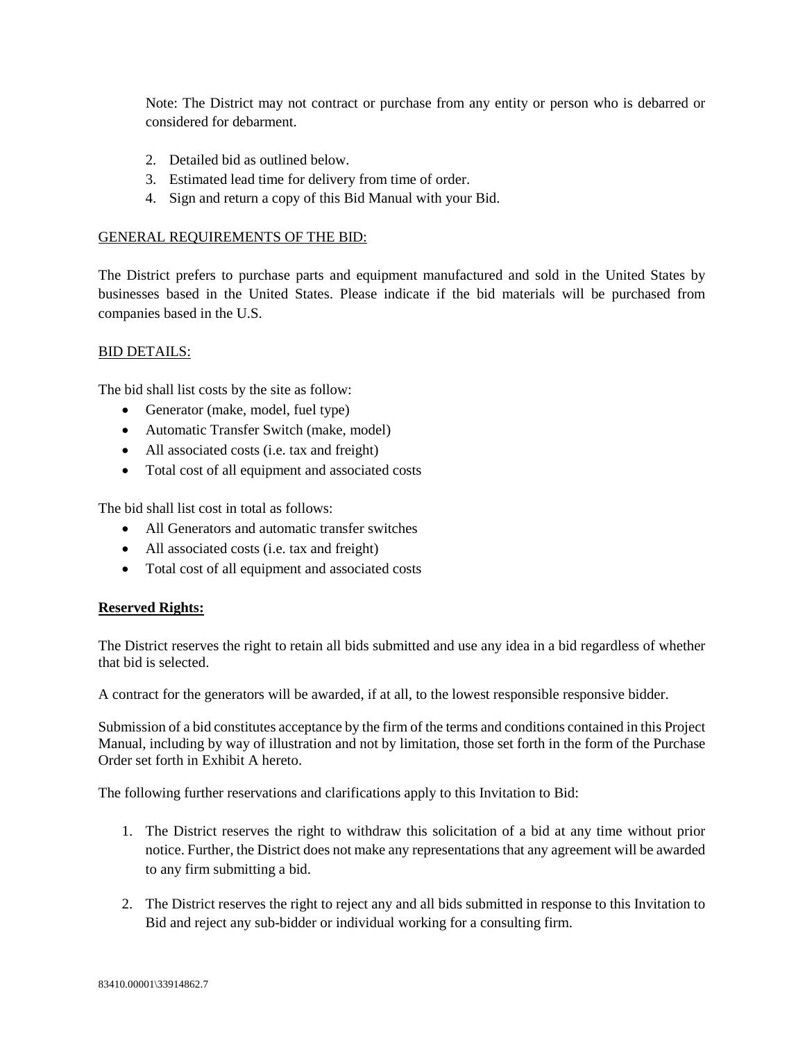Note: The District may not contract or purchase from any entity or person who is debarred or considered for debarment.

2. Detailed bid as outlined below.
3. Estimated lead time for delivery from time of order.
4. Sign and return a copy of this Bid Manual with your Bid.

GENERAL REQUIREMENTS OF THE BID:

The District prefers to purchase parts and equipment manufactured and sold in the United States by businesses based in the United States. Please indicate if the bid materials will be purchased from companies based in the U.S.

BID DETAILS:

The bid shall list costs by the site as follow:

- Generator (make, model, fuel type)
- Automatic Transfer Switch (make, model)
- All associated costs (i.e. tax and freight)
- Total cost of all equipment and associated costs

The bid shall list cost in total as follows:

- All Generators and automatic transfer switches
- All associated costs (i.e. tax and freight)
- Total cost of all equipment and associated costs

**Reserved Rights:**

The District reserves the right to retain all bids submitted and use any idea in a bid regardless of whether that bid is selected.

A contract for the generators will be awarded, if at all, to the lowest responsible responsive bidder.

Submission of a bid constitutes acceptance by the firm of the terms and conditions contained in this Project Manual, including by way of illustration and not by limitation, those set forth in the form of the Purchase Order set forth in Exhibit A hereto.

The following further reservations and clarifications apply to this Invitation to Bid:

1. The District reserves the right to withdraw this solicitation of a bid at any time without prior notice. Further, the District does not make any representations that any agreement will be awarded to any firm submitting a bid.

2. The District reserves the right to reject any and all bids submitted in response to this Invitation to Bid and reject any sub-bidder or individual working for a consulting firm.

83410.00001\33914862.7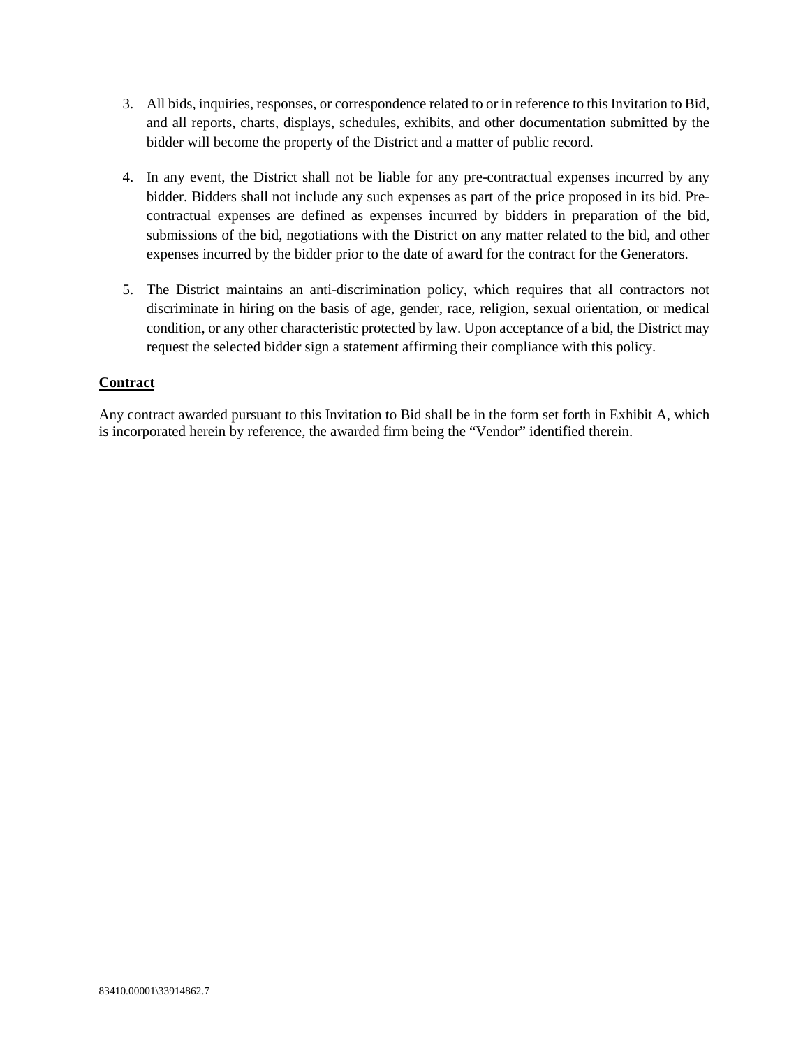3. All bids, inquiries, responses, or correspondence related to or in reference to this Invitation to Bid, and all reports, charts, displays, schedules, exhibits, and other documentation submitted by the bidder will become the property of the District and a matter of public record.

4. In any event, the District shall not be liable for any pre-contractual expenses incurred by any bidder. Bidders shall not include any such expenses as part of the price proposed in its bid. Pre-contractual expenses are defined as expenses incurred by bidders in preparation of the bid, submissions of the bid, negotiations with the District on any matter related to the bid, and other expenses incurred by the bidder prior to the date of award for the contract for the Generators.

5. The District maintains an anti-discrimination policy, which requires that all contractors not discriminate in hiring on the basis of age, gender, race, religion, sexual orientation, or medical condition, or any other characteristic protected by law. Upon acceptance of a bid, the District may request the selected bidder sign a statement affirming their compliance with this policy.

**Contract**

Any contract awarded pursuant to this Invitation to Bid shall be in the form set forth in Exhibit A, which is incorporated herein by reference, the awarded firm being the "Vendor" identified therein.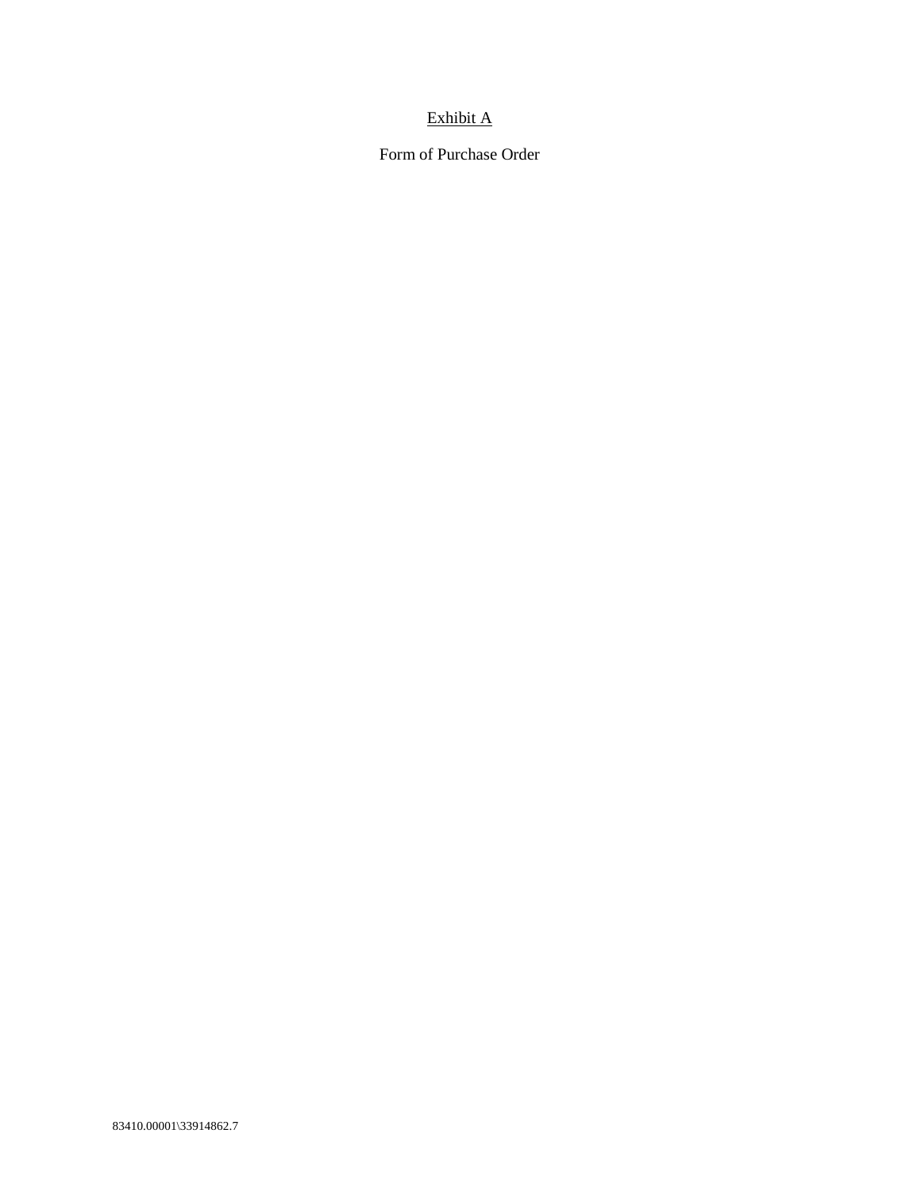Exhibit A

Form of Purchase Order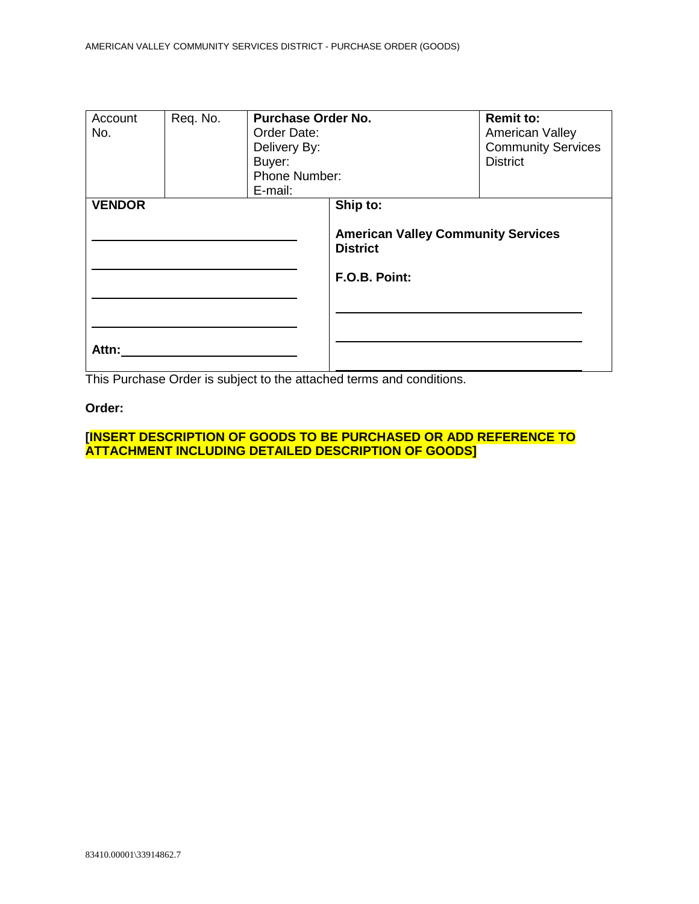| Account No. | Req. No. | **Purchase Order No.**<br>Order Date:<br>Delivery By:<br>Buyer:<br>Phone Number:<br>E-mail: | **Remit to:**<br>American Valley Community Services District |
|---|---|---|---|
| **VENDOR**<br><br>\_\_\_\_\_\_\_\_\_\_\_\_\_\_\_\_\_\_\_\_\_\_\_\_\_\_\_\_\_\_<br>\_\_\_\_\_\_\_\_\_\_\_\_\_\_\_\_\_\_\_\_\_\_\_\_\_\_\_\_\_\_<br>\_\_\_\_\_\_\_\_\_\_\_\_\_\_\_\_\_\_\_\_\_\_\_\_\_\_\_\_\_\_<br>\_\_\_\_\_\_\_\_\_\_\_\_\_\_\_\_\_\_\_\_\_\_\_\_\_\_\_\_\_\_<br>**Attn:**\_\_\_\_\_\_\_\_\_\_\_\_\_\_\_\_\_\_\_\_\_\_\_\_\_\_ | | **Ship to:**<br><br>**American Valley Community Services District**<br><br>**F.O.B. Point:**<br><br>\_\_\_\_\_\_\_\_\_\_\_\_\_\_\_\_\_\_\_\_\_\_\_\_\_\_\_\_\_\_\_\_\_\_\_\_<br>\_\_\_\_\_\_\_\_\_\_\_\_\_\_\_\_\_\_\_\_\_\_\_\_\_\_\_\_\_\_\_\_\_\_\_\_<br>\_\_\_\_\_\_\_\_\_\_\_\_\_\_\_\_\_\_\_\_\_\_\_\_\_\_\_\_\_\_\_\_\_\_\_\_ | |

This Purchase Order is subject to the attached terms and conditions.

**Order:**

**[INSERT DESCRIPTION OF GOODS TO BE PURCHASED OR ADD REFERENCE TO ATTACHMENT INCLUDING DETAILED DESCRIPTION OF GOODS]**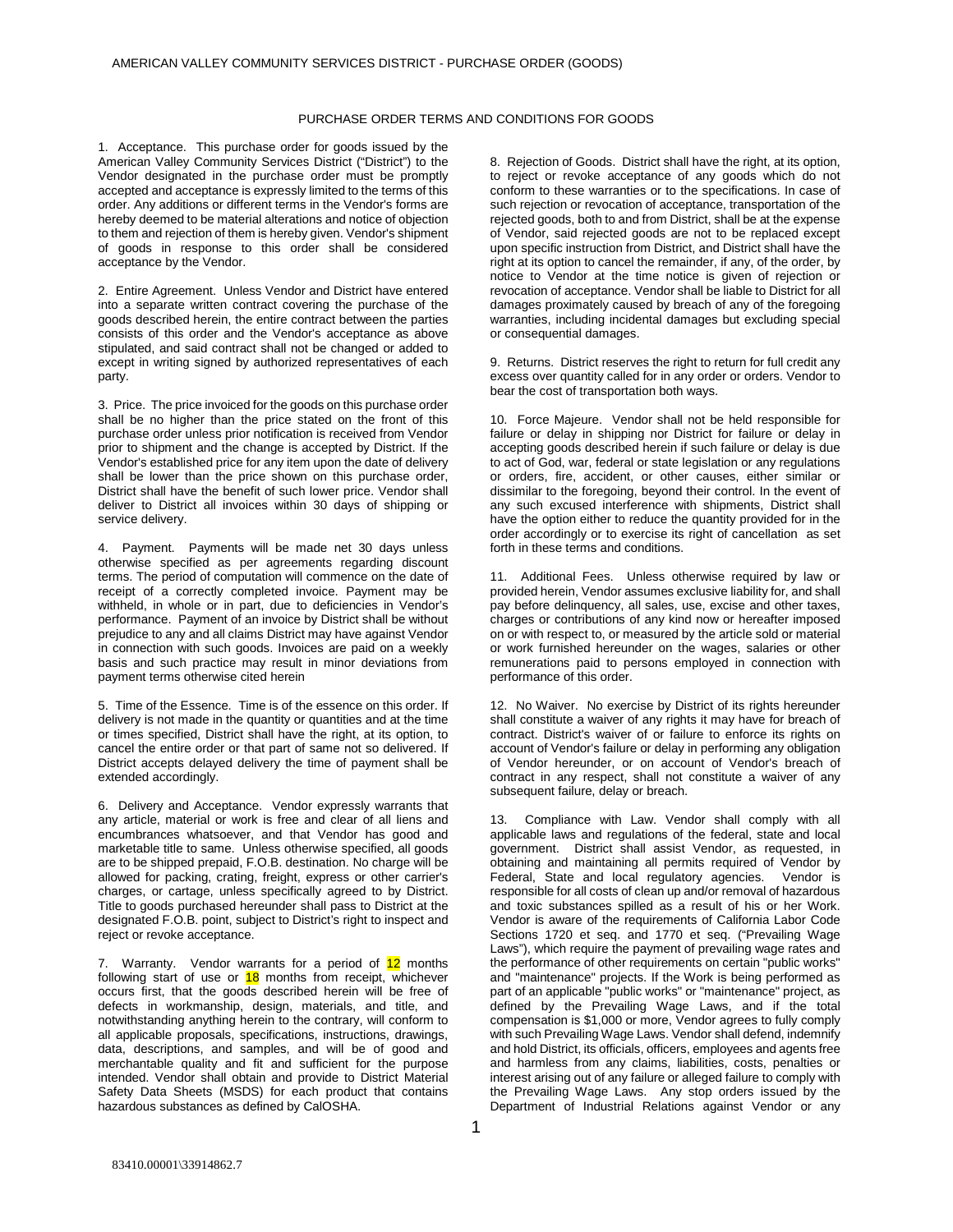AMERICAN VALLEY COMMUNITY SERVICES DISTRICT - PURCHASE ORDER (GOODS)

PURCHASE ORDER TERMS AND CONDITIONS FOR GOODS

1. Acceptance. This purchase order for goods issued by the American Valley Community Services District ("District") to the Vendor designated in the purchase order must be promptly accepted and acceptance is expressly limited to the terms of this order. Any additions or different terms in the Vendor's forms are hereby deemed to be material alterations and notice of objection to them and rejection of them is hereby given. Vendor's shipment of goods in response to this order shall be considered acceptance by the Vendor.

2. Entire Agreement. Unless Vendor and District have entered into a separate written contract covering the purchase of the goods described herein, the entire contract between the parties consists of this order and the Vendor's acceptance as above stipulated, and said contract shall not be changed or added to except in writing signed by authorized representatives of each party.

3. Price. The price invoiced for the goods on this purchase order shall be no higher than the price stated on the front of this purchase order unless prior notification is received from Vendor prior to shipment and the change is accepted by District. If the Vendor's established price for any item upon the date of delivery shall be lower than the price shown on this purchase order, District shall have the benefit of such lower price. Vendor shall deliver to District all invoices within 30 days of shipping or service delivery.

4. Payment. Payments will be made net 30 days unless otherwise specified as per agreements regarding discount terms. The period of computation will commence on the date of receipt of a correctly completed invoice. Payment may be withheld, in whole or in part, due to deficiencies in Vendor's performance. Payment of an invoice by District shall be without prejudice to any and all claims District may have against Vendor in connection with such goods. Invoices are paid on a weekly basis and such practice may result in minor deviations from payment terms otherwise cited herein

5. Time of the Essence. Time is of the essence on this order. If delivery is not made in the quantity or quantities and at the time or times specified, District shall have the right, at its option, to cancel the entire order or that part of same not so delivered. If District accepts delayed delivery the time of payment shall be extended accordingly.

6. Delivery and Acceptance. Vendor expressly warrants that any article, material or work is free and clear of all liens and encumbrances whatsoever, and that Vendor has good and marketable title to same. Unless otherwise specified, all goods are to be shipped prepaid, F.O.B. destination. No charge will be allowed for packing, crating, freight, express or other carrier's charges, or cartage, unless specifically agreed to by District. Title to goods purchased hereunder shall pass to District at the designated F.O.B. point, subject to District's right to inspect and reject or revoke acceptance.

7. Warranty. Vendor warrants for a period of 12 months following start of use or 18 months from receipt, whichever occurs first, that the goods described herein will be free of defects in workmanship, design, materials, and title, and notwithstanding anything herein to the contrary, will conform to all applicable proposals, specifications, instructions, drawings, data, descriptions, and samples, and will be of good and merchantable quality and fit and sufficient for the purpose intended. Vendor shall obtain and provide to District Material Safety Data Sheets (MSDS) for each product that contains hazardous substances as defined by CalOSHA.

8. Rejection of Goods. District shall have the right, at its option, to reject or revoke acceptance of any goods which do not conform to these warranties or to the specifications. In case of such rejection or revocation of acceptance, transportation of the rejected goods, both to and from District, shall be at the expense of Vendor, said rejected goods are not to be replaced except upon specific instruction from District, and District shall have the right at its option to cancel the remainder, if any, of the order, by notice to Vendor at the time notice is given of rejection or revocation of acceptance. Vendor shall be liable to District for all damages proximately caused by breach of any of the foregoing warranties, including incidental damages but excluding special or consequential damages.

9. Returns. District reserves the right to return for full credit any excess over quantity called for in any order or orders. Vendor to bear the cost of transportation both ways.

10. Force Majeure. Vendor shall not be held responsible for failure or delay in shipping nor District for failure or delay in accepting goods described herein if such failure or delay is due to act of God, war, federal or state legislation or any regulations or orders, fire, accident, or other causes, either similar or dissimilar to the foregoing, beyond their control. In the event of any such excused interference with shipments, District shall have the option either to reduce the quantity provided for in the order accordingly or to exercise its right of cancellation as set forth in these terms and conditions.

11. Additional Fees. Unless otherwise required by law or provided herein, Vendor assumes exclusive liability for, and shall pay before delinquency, all sales, use, excise and other taxes, charges or contributions of any kind now or hereafter imposed on or with respect to, or measured by the article sold or material or work furnished hereunder on the wages, salaries or other remunerations paid to persons employed in connection with performance of this order.

12. No Waiver. No exercise by District of its rights hereunder shall constitute a waiver of any rights it may have for breach of contract. District's waiver of or failure to enforce its rights on account of Vendor's failure or delay in performing any obligation of Vendor hereunder, or on account of Vendor's breach of contract in any respect, shall not constitute a waiver of any subsequent failure, delay or breach.

13. Compliance with Law. Vendor shall comply with all applicable laws and regulations of the federal, state and local government. District shall assist Vendor, as requested, in obtaining and maintaining all permits required of Vendor by Federal, State and local regulatory agencies. Vendor is responsible for all costs of clean up and/or removal of hazardous and toxic substances spilled as a result of his or her Work. Vendor is aware of the requirements of California Labor Code Sections 1720 et seq. and 1770 et seq. ("Prevailing Wage Laws"), which require the payment of prevailing wage rates and the performance of other requirements on certain "public works" and "maintenance" projects. If the Work is being performed as part of an applicable "public works" or "maintenance" project, as defined by the Prevailing Wage Laws, and if the total compensation is $1,000 or more, Vendor agrees to fully comply with such Prevailing Wage Laws. Vendor shall defend, indemnify and hold District, its officials, officers, employees and agents free and harmless from any claims, liabilities, costs, penalties or interest arising out of any failure or alleged failure to comply with the Prevailing Wage Laws. Any stop orders issued by the Department of Industrial Relations against Vendor or any

83410.00001\33914862.7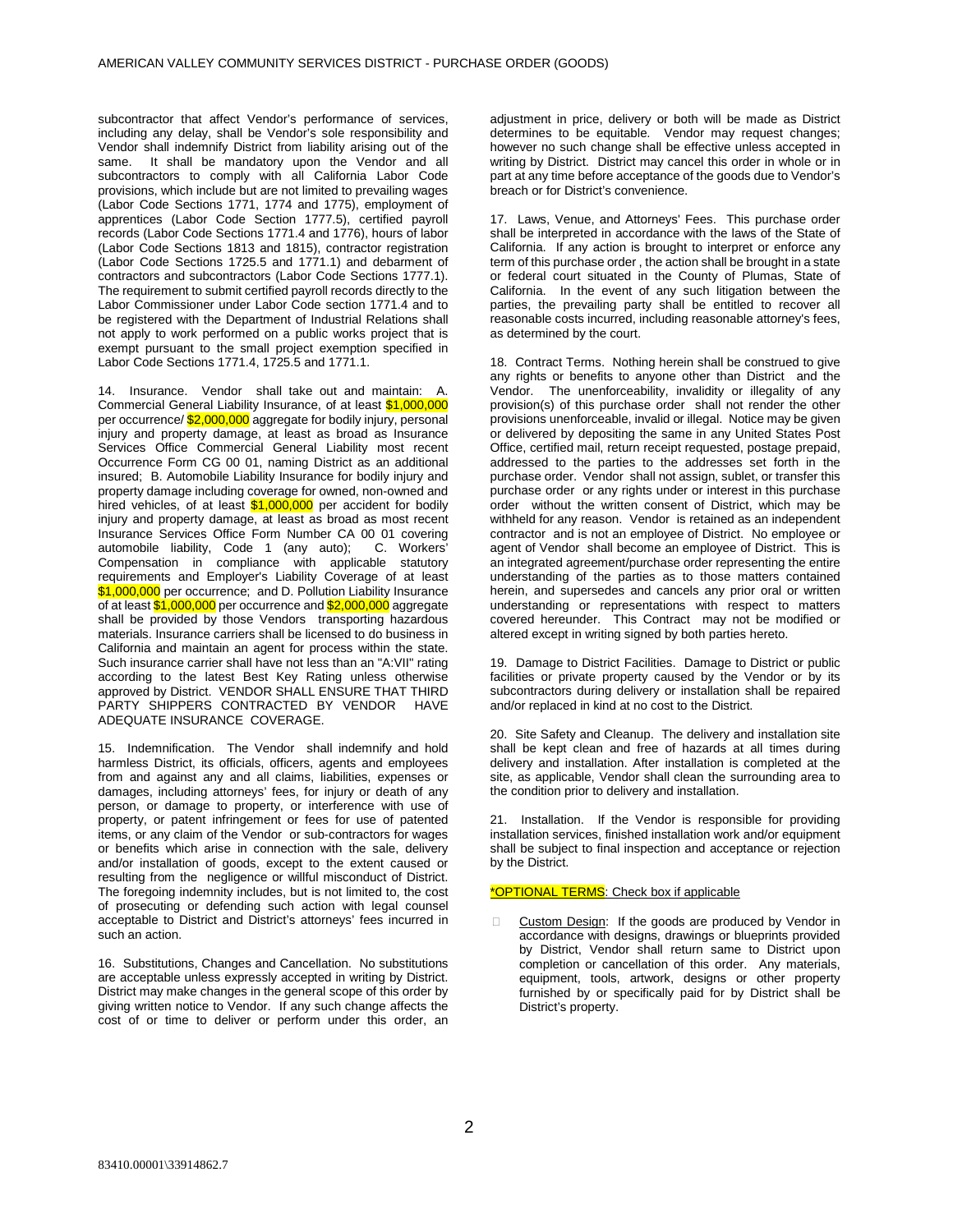subcontractor that affect Vendor's performance of services, including any delay, shall be Vendor's sole responsibility and Vendor shall indemnify District from liability arising out of the same. It shall be mandatory upon the Vendor and all subcontractors to comply with all California Labor Code provisions, which include but are not limited to prevailing wages (Labor Code Sections 1771, 1774 and 1775), employment of apprentices (Labor Code Section 1777.5), certified payroll records (Labor Code Sections 1771.4 and 1776), hours of labor (Labor Code Sections 1813 and 1815), contractor registration (Labor Code Sections 1725.5 and 1771.1) and debarment of contractors and subcontractors (Labor Code Sections 1777.1). The requirement to submit certified payroll records directly to the Labor Commissioner under Labor Code section 1771.4 and to be registered with the Department of Industrial Relations shall not apply to work performed on a public works project that is exempt pursuant to the small project exemption specified in Labor Code Sections 1771.4, 1725.5 and 1771.1.

14. Insurance. Vendor shall take out and maintain: A. Commercial General Liability Insurance, of at least $1,000,000 per occurrence/ $2,000,000 aggregate for bodily injury, personal injury and property damage, at least as broad as Insurance Services Office Commercial General Liability most recent Occurrence Form CG 00 01, naming District as an additional insured; B. Automobile Liability Insurance for bodily injury and property damage including coverage for owned, non-owned and hired vehicles, of at least $1,000,000 per accident for bodily injury and property damage, at least as broad as most recent Insurance Services Office Form Number CA 00 01 covering automobile liability, Code 1 (any auto); C. Workers' Compensation in compliance with applicable statutory requirements and Employer's Liability Coverage of at least $1,000,000 per occurrence; and D. Pollution Liability Insurance of at least $1,000,000 per occurrence and $2,000,000 aggregate shall be provided by those Vendors transporting hazardous materials. Insurance carriers shall be licensed to do business in California and maintain an agent for process within the state. Such insurance carrier shall have not less than an "A:VII" rating according to the latest Best Key Rating unless otherwise approved by District. VENDOR SHALL ENSURE THAT THIRD PARTY SHIPPERS CONTRACTED BY VENDOR HAVE ADEQUATE INSURANCE COVERAGE.

15. Indemnification. The Vendor shall indemnify and hold harmless District, its officials, officers, agents and employees from and against any and all claims, liabilities, expenses or damages, including attorneys' fees, for injury or death of any person, or damage to property, or interference with use of property, or patent infringement or fees for use of patented items, or any claim of the Vendor or sub-contractors for wages or benefits which arise in connection with the sale, delivery and/or installation of goods, except to the extent caused or resulting from the negligence or willful misconduct of District. The foregoing indemnity includes, but is not limited to, the cost of prosecuting or defending such action with legal counsel acceptable to District and District's attorneys' fees incurred in such an action.

16. Substitutions, Changes and Cancellation. No substitutions are acceptable unless expressly accepted in writing by District. District may make changes in the general scope of this order by giving written notice to Vendor. If any such change affects the cost of or time to deliver or perform under this order, an adjustment in price, delivery or both will be made as District determines to be equitable. Vendor may request changes; however no such change shall be effective unless accepted in writing by District. District may cancel this order in whole or in part at any time before acceptance of the goods due to Vendor's breach or for District's convenience.

17. Laws, Venue, and Attorneys' Fees. This purchase order shall be interpreted in accordance with the laws of the State of California. If any action is brought to interpret or enforce any term of this purchase order , the action shall be brought in a state or federal court situated in the County of Plumas, State of California. In the event of any such litigation between the parties, the prevailing party shall be entitled to recover all reasonable costs incurred, including reasonable attorney's fees, as determined by the court.

18. Contract Terms. Nothing herein shall be construed to give any rights or benefits to anyone other than District and the Vendor. The unenforceability, invalidity or illegality of any provision(s) of this purchase order shall not render the other provisions unenforceable, invalid or illegal. Notice may be given or delivered by depositing the same in any United States Post Office, certified mail, return receipt requested, postage prepaid, addressed to the parties to the addresses set forth in the purchase order. Vendor shall not assign, sublet, or transfer this purchase order or any rights under or interest in this purchase order without the written consent of District, which may be withheld for any reason. Vendor is retained as an independent contractor and is not an employee of District. No employee or agent of Vendor shall become an employee of District. This is an integrated agreement/purchase order representing the entire understanding of the parties as to those matters contained herein, and supersedes and cancels any prior oral or written understanding or representations with respect to matters covered hereunder. This Contract may not be modified or altered except in writing signed by both parties hereto.

19. Damage to District Facilities. Damage to District or public facilities or private property caused by the Vendor or by its subcontractors during delivery or installation shall be repaired and/or replaced in kind at no cost to the District.

20. Site Safety and Cleanup. The delivery and installation site shall be kept clean and free of hazards at all times during delivery and installation. After installation is completed at the site, as applicable, Vendor shall clean the surrounding area to the condition prior to delivery and installation.

21. Installation. If the Vendor is responsible for providing installation services, finished installation work and/or equipment shall be subject to final inspection and acceptance or rejection by the District.

*OPTIONAL TERMS: Check box if applicable

- ☐ Custom Design: If the goods are produced by Vendor in accordance with designs, drawings or blueprints provided by District, Vendor shall return same to District upon completion or cancellation of this order. Any materials, equipment, tools, artwork, designs or other property furnished by or specifically paid for by District shall be District's property.